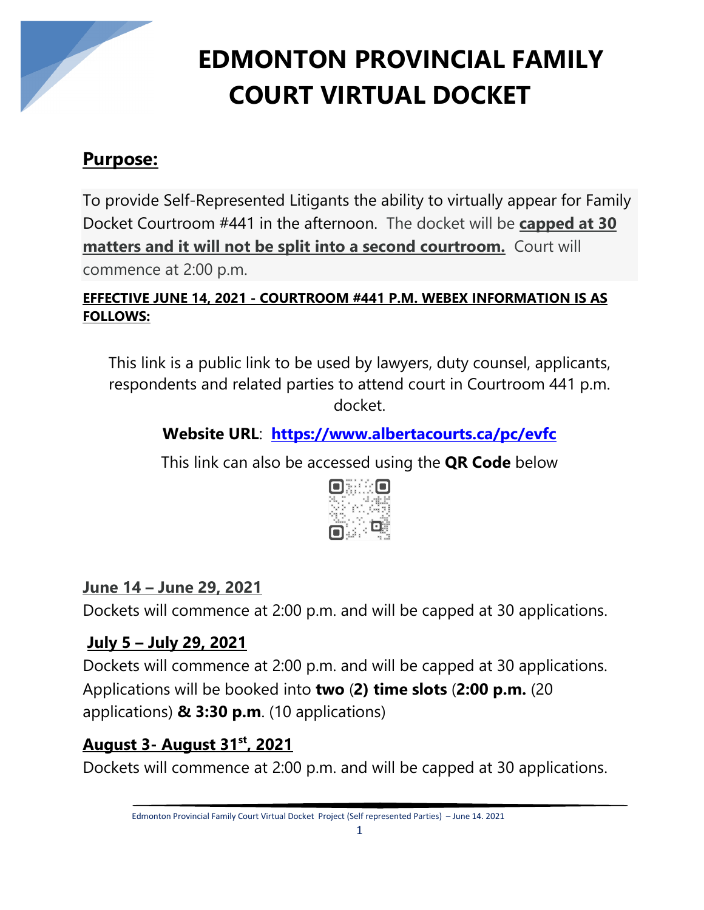# EDMONTON PROVINCIAL FAMILY COURT VIRTUAL DOCKET

## Purpose:

To provide Self-Represented Litigants the ability to virtually appear for Family Docket Courtroom #441 in the afternoon. The docket will be **capped at 30 matters and it will not be split into a second courtroom.** Court will commence at 2:00 p.m.

**EFFECTIVE JUNE 14, 2021 - COURTROOM #441 P.M. WEBEX INFORMATION IS AS FOLLOWS:**

This link is a public link to be used by lawyers, duty counsel, applicants, respondents and related parties to attend court in Courtroom 441 p.m. docket.

**Website URL**: **https://www.albertacourts.ca/pc/evfc**

This link can also be accessed using the **QR Code** below

**June 14 – June 29, 2021**

Dockets will commence at 2:00 p.m. and will be capped at 30 applications.

**July 5 – July 29, 2021**

Dockets will commence at 2:00 p.m. and will be capped at 30 applications. Applications will be booked into **two** (**2) time slots** (**2:00 p.m.** (20 applications) **& 3:30 p.m**. (10 applications)

**August 3- August 31st, 2021**

Dockets will commence at 2:00 p.m. and will be capped at 30 applications.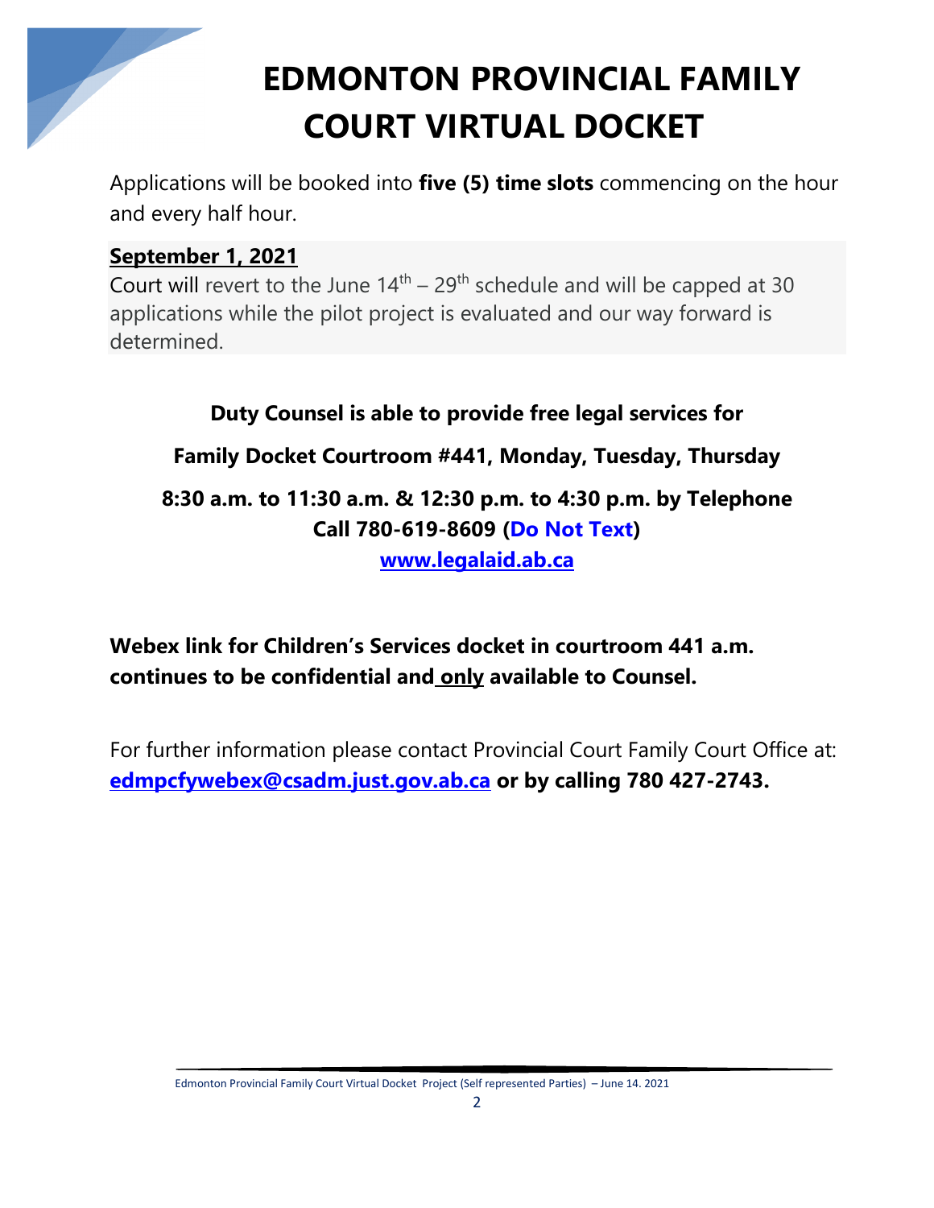# EDMONTON PROVINCIAL FAMILY COURT VIRTUAL DOCKET

Applications will be booked into **five (5) time slots** commencing on the hour and every half hour.

**September 1, 2021**

Court will revert to the June 14th – 29th schedule and will be capped at 30 applications while the pilot project is evaluated and our way forward is determined.

**Duty Counsel is able to provide free legal services for**

**Family Docket Courtroom #441, Monday, Tuesday, Thursday**

**8:30 a.m. to 11:30 a.m. & 12:30 p.m. to 4:30 p.m. by Telephone**
**Call 780-619-8609 (Do Not Text)**
**www.legalaid.ab.ca**

**Webex link for Children's Services docket in courtroom 441 a.m. continues to be confidential and only available to Counsel.**

For further information please contact Provincial Court Family Court Office at: **edmpcfywebex@csadm.just.gov.ab.ca or by calling 780 427-2743.**